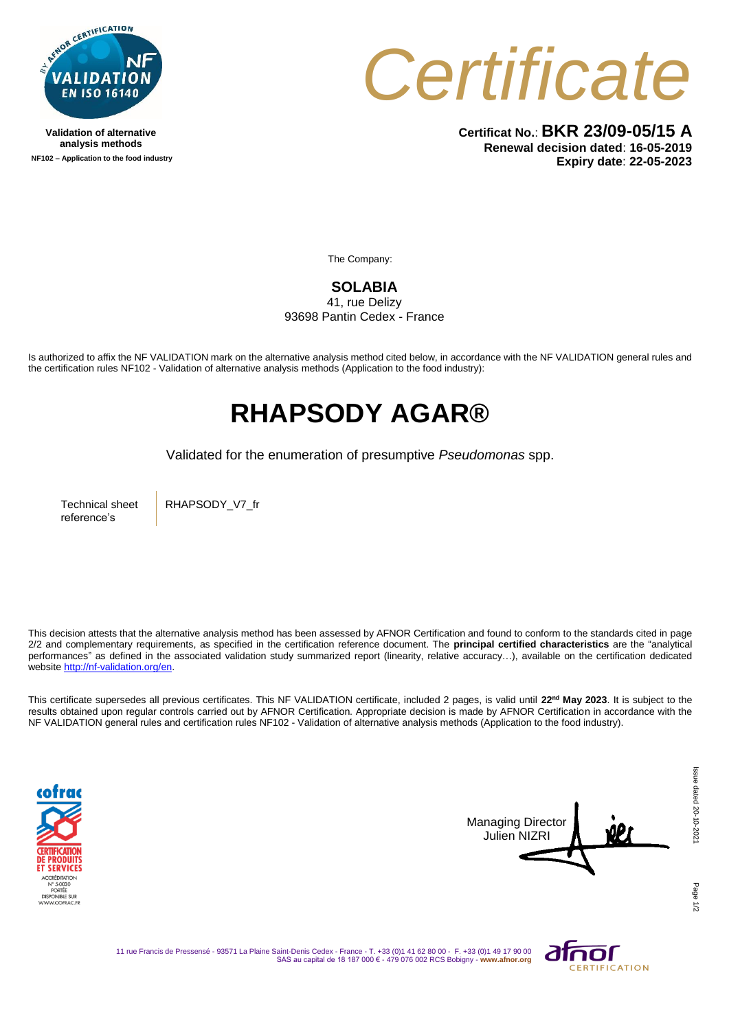Validation of alternative analysis methods

NF102 – Application to the food industry

# Certificate

**Certificat No.**: **BKR 23/09-05/15 A**
**Renewal decision dated**: **16-05-2019**
**Expiry date**: **22-05-2023**

The Company:

**SOLABIA**
41, rue Delizy
93698 Pantin Cedex - France

Is authorized to affix the NF VALIDATION mark on the alternative analysis method cited below, in accordance with the NF VALIDATION general rules and the certification rules NF102 - Validation of alternative analysis methods (Application to the food industry):

# RHAPSODY AGAR®

Validated for the enumeration of presumptive *Pseudomonas* spp.

| Technical sheet reference's | RHAPSODY_V7_fr |
|---|---|

This decision attests that the alternative analysis method has been assessed by AFNOR Certification and found to conform to the standards cited in page 2/2 and complementary requirements, as specified in the certification reference document. The **principal certified characteristics** are the "analytical performances" as defined in the associated validation study summarized report (linearity, relative accuracy…), available on the certification dedicated website http://nf-validation.org/en.

This certificate supersedes all previous certificates. This NF VALIDATION certificate, included 2 pages, is valid until **22nd May 2023**. It is subject to the results obtained upon regular controls carried out by AFNOR Certification. Appropriate decision is made by AFNOR Certification in accordance with the NF VALIDATION general rules and certification rules NF102 - Validation of alternative analysis methods (Application to the food industry).

Managing Director
Julien NIZRI

Issue dated 20-10-2021

11 rue Francis de Pressensé - 93571 La Plaine Saint-Denis Cedex - France - T. +33 (0)1 41 62 80 00 - F. +33 (0)1 49 17 90 00
SAS au capital de 18 187 000 € - 479 076 002 RCS Bobigny - www.afnor.org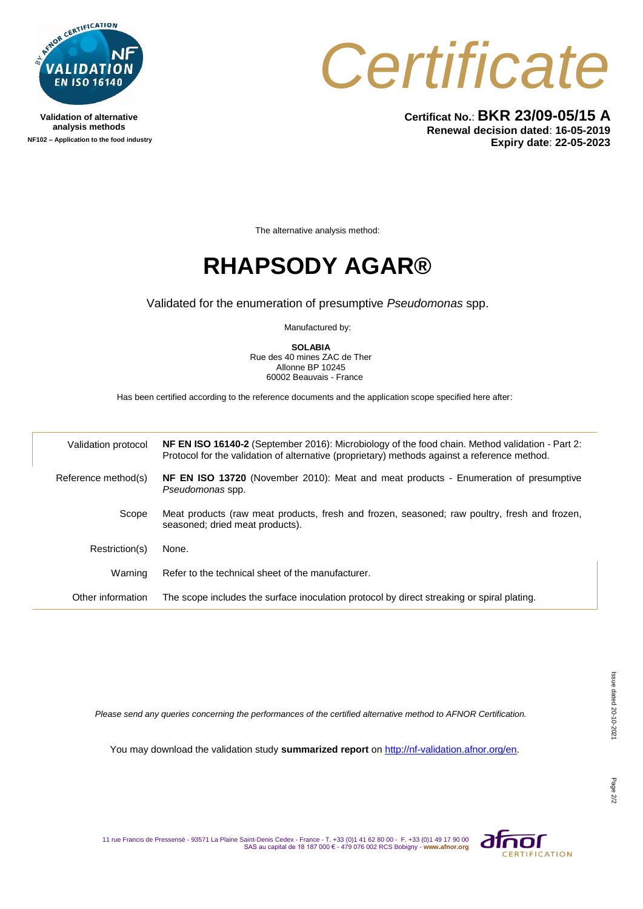Validation of alternative analysis methods
NF102 – Application to the food industry

# Certificate

**Certificat No.**: **BKR 23/09-05/15 A**
**Renewal decision dated**: **16-05-2019**
**Expiry date**: **22-05-2023**

The alternative analysis method:

# RHAPSODY AGAR®

Validated for the enumeration of presumptive *Pseudomonas* spp.

Manufactured by:

**SOLABIA**
Rue des 40 mines ZAC de Ther
Allonne BP 10245
60002 Beauvais - France

Has been certified according to the reference documents and the application scope specified here after:

| | |
|---|---|
| Validation protocol | **NF EN ISO 16140-2** (September 2016): Microbiology of the food chain. Method validation - Part 2: Protocol for the validation of alternative (proprietary) methods against a reference method. |
| Reference method(s) | **NF EN ISO 13720** (November 2010): Meat and meat products - Enumeration of presumptive *Pseudomonas* spp. |
| Scope | Meat products (raw meat products, fresh and frozen, seasoned; raw poultry, fresh and frozen, seasoned; dried meat products). |
| Restriction(s) | None. |
| Warning | Refer to the technical sheet of the manufacturer. |
| Other information | The scope includes the surface inoculation protocol by direct streaking or spiral plating. |

*Please send any queries concerning the performances of the certified alternative method to AFNOR Certification.*

You may download the validation study **summarized report** on http://nf-validation.afnor.org/en.

Issue dated 20-10-2021

11 rue Francis de Pressensé - 93571 La Plaine Saint-Denis Cedex - France - T. +33 (0)1 41 62 80 00 - F. +33 (0)1 49 17 90 00
SAS au capital de 18 187 000 € - 479 076 002 RCS Bobigny - **www.afnor.org**